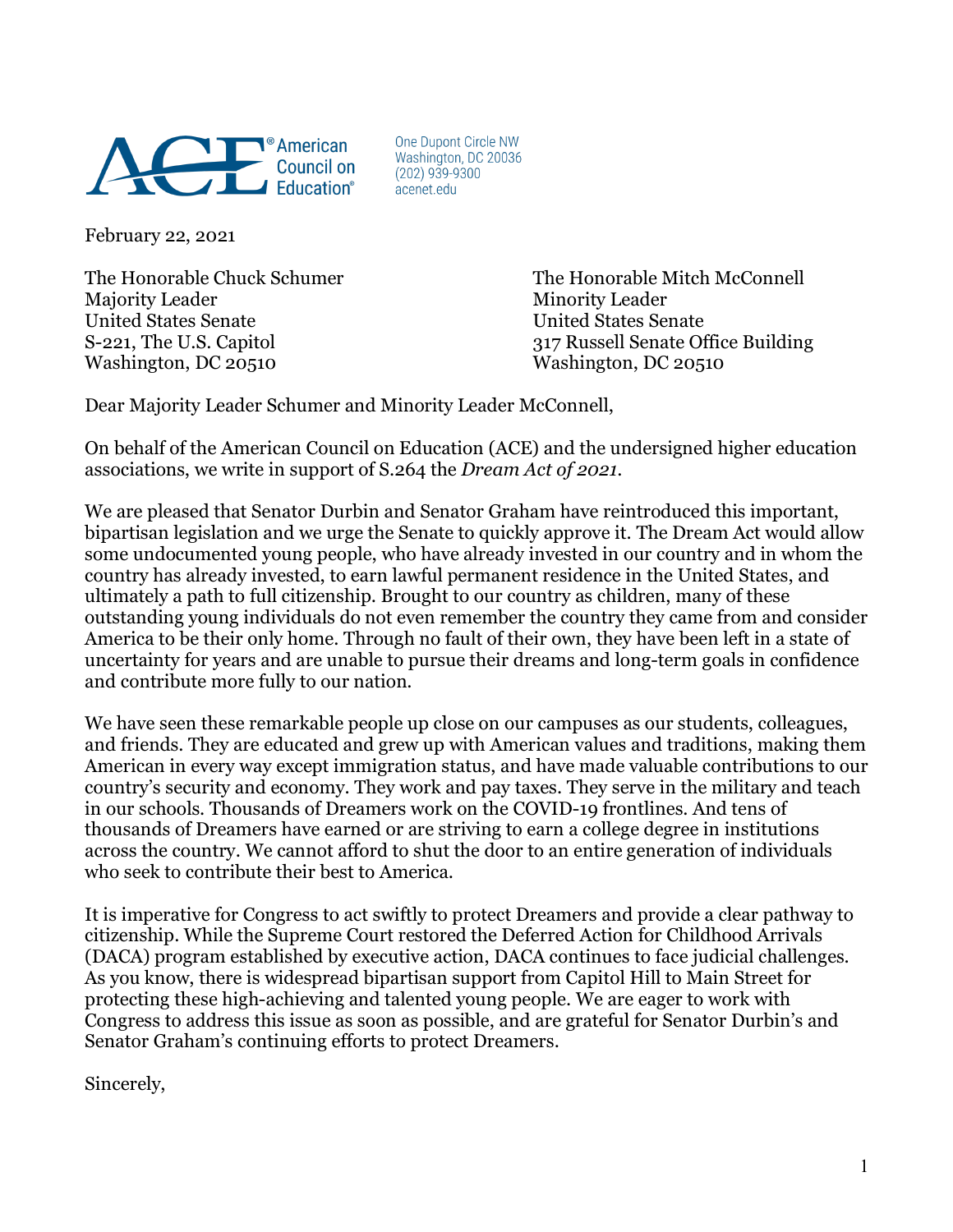ACE® American Council on Education®

One Dupont Circle NW
Washington, DC 20036
(202) 939-9300
acenet.edu

February 22, 2021

The Honorable Chuck Schumer
Majority Leader
United States Senate
S-221, The U.S. Capitol
Washington, DC 20510

The Honorable Mitch McConnell
Minority Leader
United States Senate
317 Russell Senate Office Building
Washington, DC 20510

Dear Majority Leader Schumer and Minority Leader McConnell,

On behalf of the American Council on Education (ACE) and the undersigned higher education associations, we write in support of S.264 the *Dream Act of 2021*.

We are pleased that Senator Durbin and Senator Graham have reintroduced this important, bipartisan legislation and we urge the Senate to quickly approve it. The Dream Act would allow some undocumented young people, who have already invested in our country and in whom the country has already invested, to earn lawful permanent residence in the United States, and ultimately a path to full citizenship. Brought to our country as children, many of these outstanding young individuals do not even remember the country they came from and consider America to be their only home. Through no fault of their own, they have been left in a state of uncertainty for years and are unable to pursue their dreams and long-term goals in confidence and contribute more fully to our nation.

We have seen these remarkable people up close on our campuses as our students, colleagues, and friends. They are educated and grew up with American values and traditions, making them American in every way except immigration status, and have made valuable contributions to our country's security and economy. They work and pay taxes. They serve in the military and teach in our schools. Thousands of Dreamers work on the COVID-19 frontlines. And tens of thousands of Dreamers have earned or are striving to earn a college degree in institutions across the country. We cannot afford to shut the door to an entire generation of individuals who seek to contribute their best to America.

It is imperative for Congress to act swiftly to protect Dreamers and provide a clear pathway to citizenship. While the Supreme Court restored the Deferred Action for Childhood Arrivals (DACA) program established by executive action, DACA continues to face judicial challenges. As you know, there is widespread bipartisan support from Capitol Hill to Main Street for protecting these high-achieving and talented young people. We are eager to work with Congress to address this issue as soon as possible, and are grateful for Senator Durbin's and Senator Graham's continuing efforts to protect Dreamers.

Sincerely,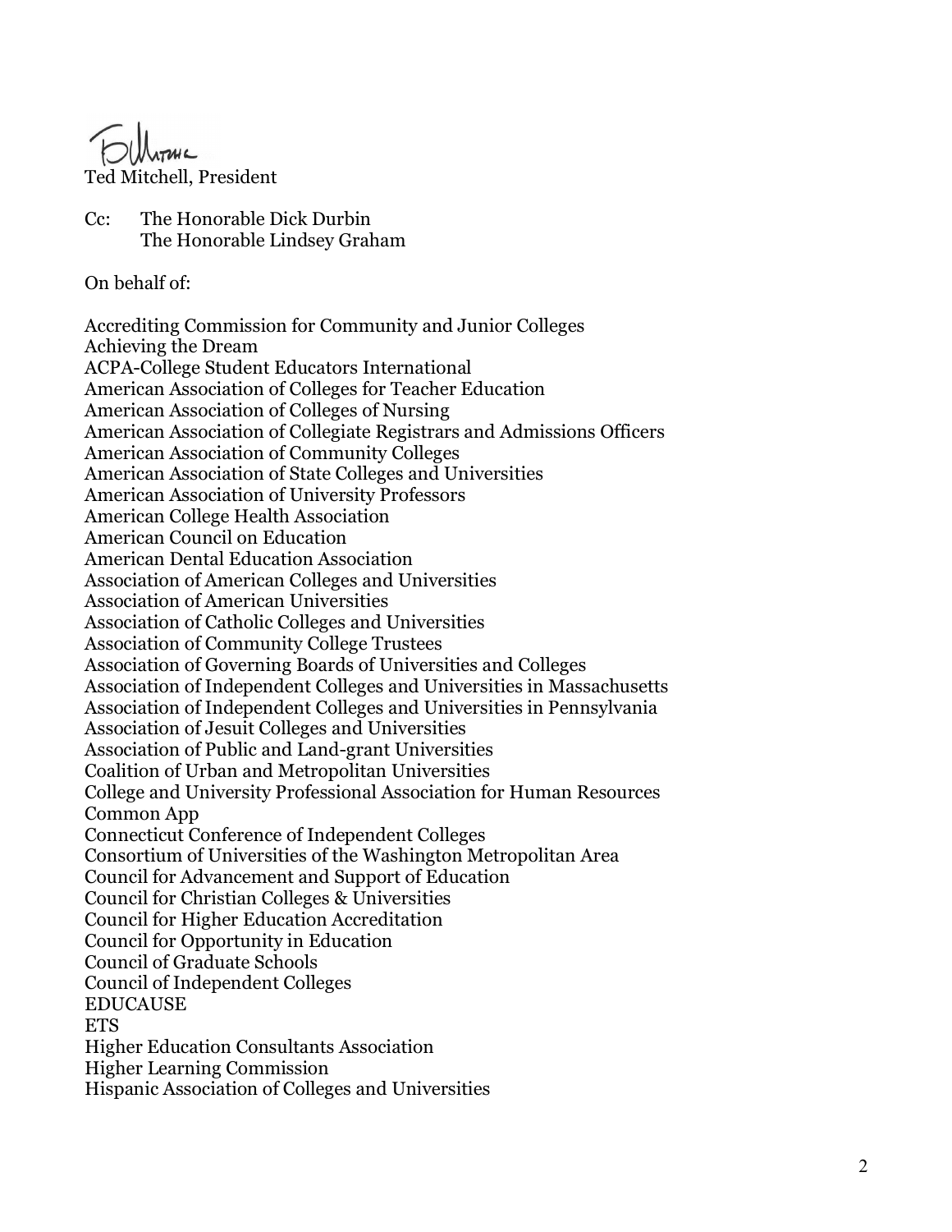Ted Mitchell, President

Cc: The Honorable Dick Durbin
The Honorable Lindsey Graham

On behalf of:

Accrediting Commission for Community and Junior Colleges
Achieving the Dream
ACPA-College Student Educators International
American Association of Colleges for Teacher Education
American Association of Colleges of Nursing
American Association of Collegiate Registrars and Admissions Officers
American Association of Community Colleges
American Association of State Colleges and Universities
American Association of University Professors
American College Health Association
American Council on Education
American Dental Education Association
Association of American Colleges and Universities
Association of American Universities
Association of Catholic Colleges and Universities
Association of Community College Trustees
Association of Governing Boards of Universities and Colleges
Association of Independent Colleges and Universities in Massachusetts
Association of Independent Colleges and Universities in Pennsylvania
Association of Jesuit Colleges and Universities
Association of Public and Land-grant Universities
Coalition of Urban and Metropolitan Universities
College and University Professional Association for Human Resources
Common App
Connecticut Conference of Independent Colleges
Consortium of Universities of the Washington Metropolitan Area
Council for Advancement and Support of Education
Council for Christian Colleges & Universities
Council for Higher Education Accreditation
Council for Opportunity in Education
Council of Graduate Schools
Council of Independent Colleges
EDUCAUSE
ETS
Higher Education Consultants Association
Higher Learning Commission
Hispanic Association of Colleges and Universities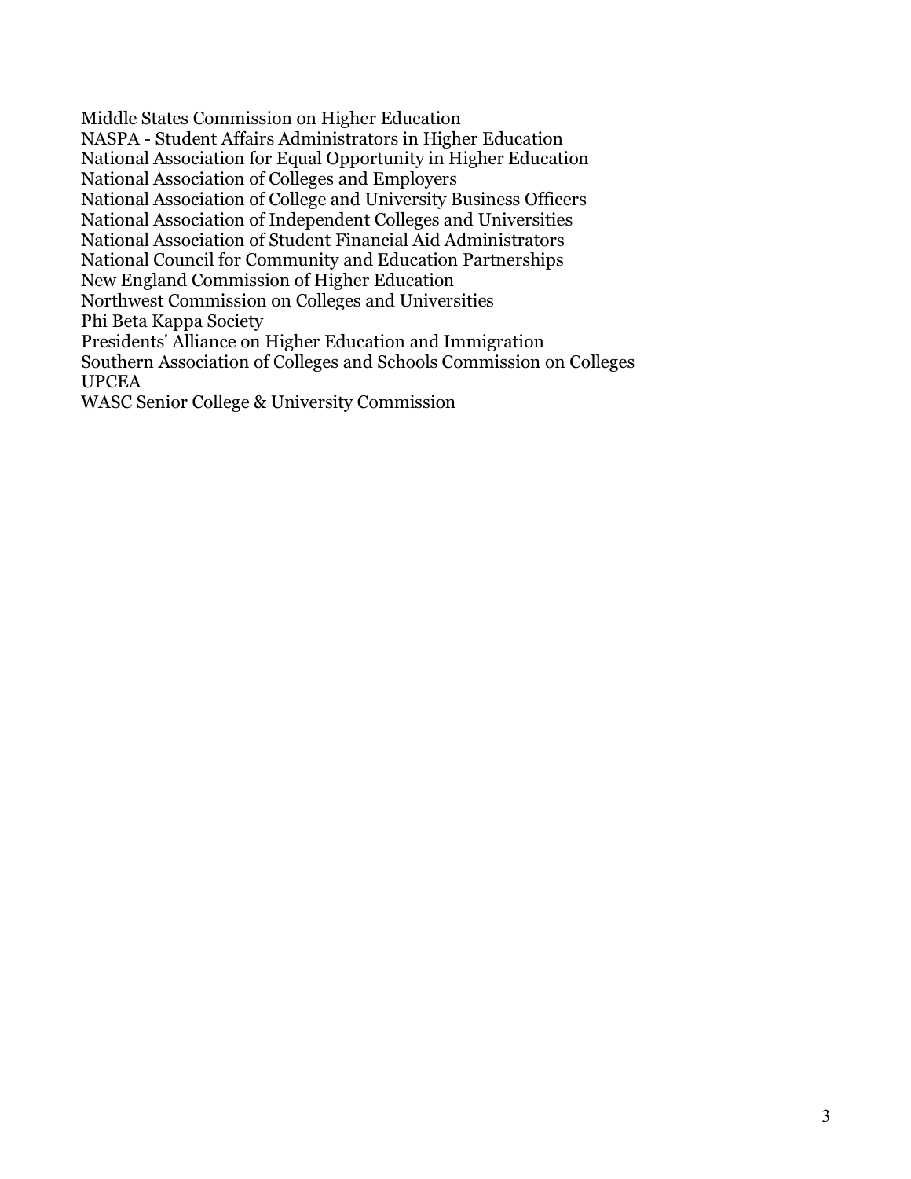Middle States Commission on Higher Education
NASPA - Student Affairs Administrators in Higher Education
National Association for Equal Opportunity in Higher Education
National Association of Colleges and Employers
National Association of College and University Business Officers
National Association of Independent Colleges and Universities
National Association of Student Financial Aid Administrators
National Council for Community and Education Partnerships
New England Commission of Higher Education
Northwest Commission on Colleges and Universities
Phi Beta Kappa Society
Presidents' Alliance on Higher Education and Immigration
Southern Association of Colleges and Schools Commission on Colleges
UPCEA
WASC Senior College & University Commission